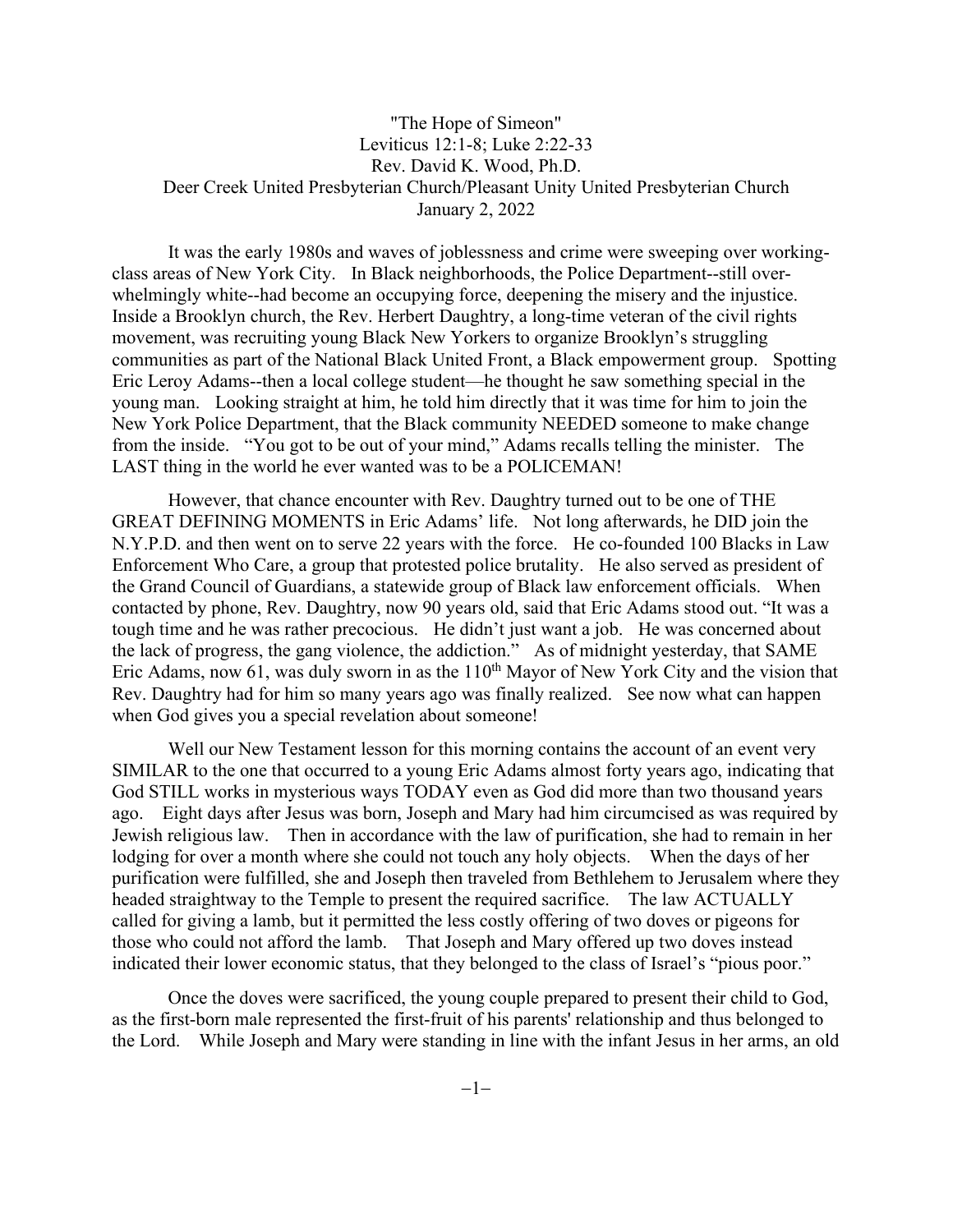"The Hope of Simeon"

Leviticus 12:1-8; Luke 2:22-33

Rev. David K. Wood, Ph.D.

Deer Creek United Presbyterian Church/Pleasant Unity United Presbyterian Church

January 2, 2022

It was the early 1980s and waves of joblessness and crime were sweeping over working-class areas of New York City. In Black neighborhoods, the Police Department--still over-whelmingly white--had become an occupying force, deepening the misery and the injustice. Inside a Brooklyn church, the Rev. Herbert Daughtry, a long-time veteran of the civil rights movement, was recruiting young Black New Yorkers to organize Brooklyn's struggling communities as part of the National Black United Front, a Black empowerment group. Spotting Eric Leroy Adams--then a local college student—he thought he saw something special in the young man. Looking straight at him, he told him directly that it was time for him to join the New York Police Department, that the Black community NEEDED someone to make change from the inside. "You got to be out of your mind," Adams recalls telling the minister. The LAST thing in the world he ever wanted was to be a POLICEMAN!

However, that chance encounter with Rev. Daughtry turned out to be one of THE GREAT DEFINING MOMENTS in Eric Adams' life. Not long afterwards, he DID join the N.Y.P.D. and then went on to serve 22 years with the force. He co-founded 100 Blacks in Law Enforcement Who Care, a group that protested police brutality. He also served as president of the Grand Council of Guardians, a statewide group of Black law enforcement officials. When contacted by phone, Rev. Daughtry, now 90 years old, said that Eric Adams stood out. "It was a tough time and he was rather precocious. He didn't just want a job. He was concerned about the lack of progress, the gang violence, the addiction." As of midnight yesterday, that SAME Eric Adams, now 61, was duly sworn in as the 110th Mayor of New York City and the vision that Rev. Daughtry had for him so many years ago was finally realized. See now what can happen when God gives you a special revelation about someone!

Well our New Testament lesson for this morning contains the account of an event very SIMILAR to the one that occurred to a young Eric Adams almost forty years ago, indicating that God STILL works in mysterious ways TODAY even as God did more than two thousand years ago. Eight days after Jesus was born, Joseph and Mary had him circumcised as was required by Jewish religious law. Then in accordance with the law of purification, she had to remain in her lodging for over a month where she could not touch any holy objects. When the days of her purification were fulfilled, she and Joseph then traveled from Bethlehem to Jerusalem where they headed straightway to the Temple to present the required sacrifice. The law ACTUALLY called for giving a lamb, but it permitted the less costly offering of two doves or pigeons for those who could not afford the lamb. That Joseph and Mary offered up two doves instead indicated their lower economic status, that they belonged to the class of Israel's "pious poor."

Once the doves were sacrificed, the young couple prepared to present their child to God, as the first-born male represented the first-fruit of his parents' relationship and thus belonged to the Lord. While Joseph and Mary were standing in line with the infant Jesus in her arms, an old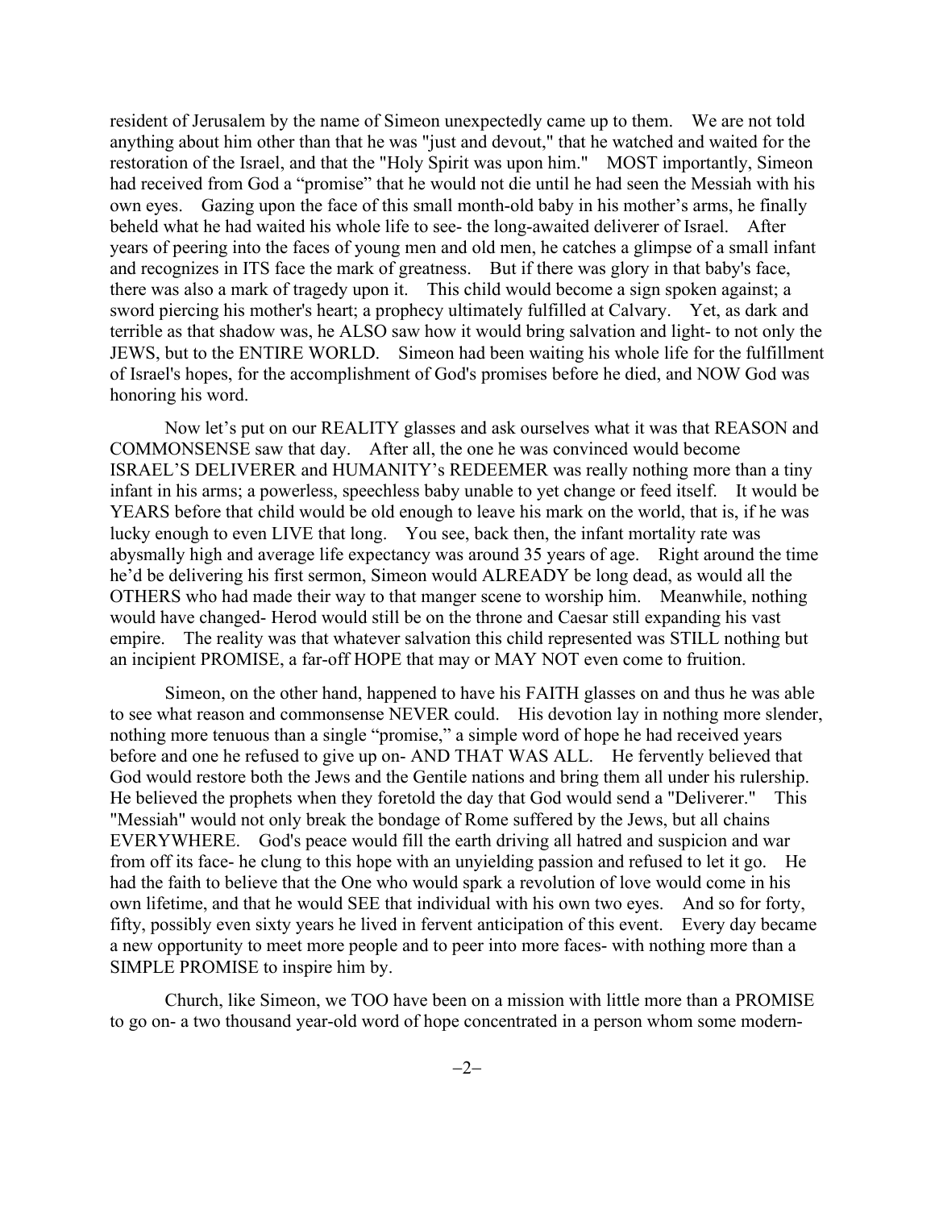resident of Jerusalem by the name of Simeon unexpectedly came up to them. We are not told anything about him other than that he was "just and devout," that he watched and waited for the restoration of the Israel, and that the "Holy Spirit was upon him." MOST importantly, Simeon had received from God a "promise" that he would not die until he had seen the Messiah with his own eyes. Gazing upon the face of this small month-old baby in his mother's arms, he finally beheld what he had waited his whole life to see- the long-awaited deliverer of Israel. After years of peering into the faces of young men and old men, he catches a glimpse of a small infant and recognizes in ITS face the mark of greatness. But if there was glory in that baby's face, there was also a mark of tragedy upon it. This child would become a sign spoken against; a sword piercing his mother's heart; a prophecy ultimately fulfilled at Calvary. Yet, as dark and terrible as that shadow was, he ALSO saw how it would bring salvation and light- to not only the JEWS, but to the ENTIRE WORLD. Simeon had been waiting his whole life for the fulfillment of Israel's hopes, for the accomplishment of God's promises before he died, and NOW God was honoring his word.

Now let's put on our REALITY glasses and ask ourselves what it was that REASON and COMMONSENSE saw that day. After all, the one he was convinced would become ISRAEL'S DELIVERER and HUMANITY's REDEEMER was really nothing more than a tiny infant in his arms; a powerless, speechless baby unable to yet change or feed itself. It would be YEARS before that child would be old enough to leave his mark on the world, that is, if he was lucky enough to even LIVE that long. You see, back then, the infant mortality rate was abysmally high and average life expectancy was around 35 years of age. Right around the time he'd be delivering his first sermon, Simeon would ALREADY be long dead, as would all the OTHERS who had made their way to that manger scene to worship him. Meanwhile, nothing would have changed- Herod would still be on the throne and Caesar still expanding his vast empire. The reality was that whatever salvation this child represented was STILL nothing but an incipient PROMISE, a far-off HOPE that may or MAY NOT even come to fruition.

Simeon, on the other hand, happened to have his FAITH glasses on and thus he was able to see what reason and commonsense NEVER could. His devotion lay in nothing more slender, nothing more tenuous than a single "promise," a simple word of hope he had received years before and one he refused to give up on- AND THAT WAS ALL. He fervently believed that God would restore both the Jews and the Gentile nations and bring them all under his rulership. He believed the prophets when they foretold the day that God would send a "Deliverer." This "Messiah" would not only break the bondage of Rome suffered by the Jews, but all chains EVERYWHERE. God's peace would fill the earth driving all hatred and suspicion and war from off its face- he clung to this hope with an unyielding passion and refused to let it go. He had the faith to believe that the One who would spark a revolution of love would come in his own lifetime, and that he would SEE that individual with his own two eyes. And so for forty, fifty, possibly even sixty years he lived in fervent anticipation of this event. Every day became a new opportunity to meet more people and to peer into more faces- with nothing more than a SIMPLE PROMISE to inspire him by.

Church, like Simeon, we TOO have been on a mission with little more than a PROMISE to go on- a two thousand year-old word of hope concentrated in a person whom some modern-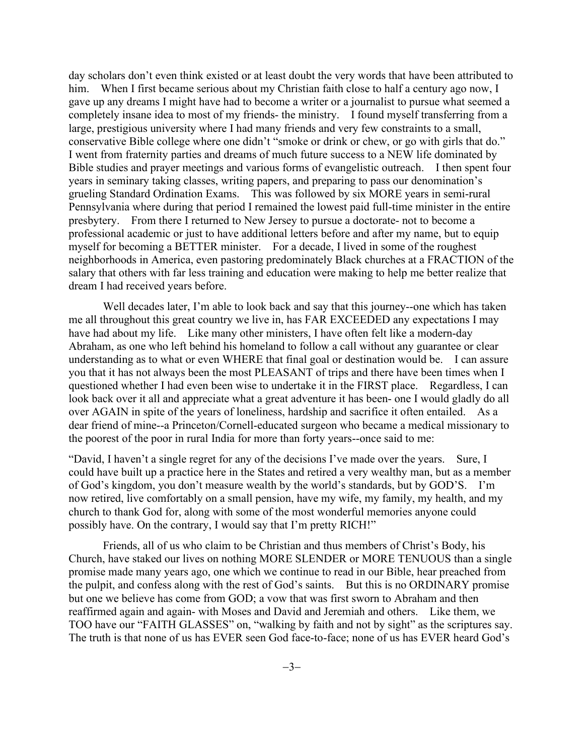day scholars don't even think existed or at least doubt the very words that have been attributed to him. When I first became serious about my Christian faith close to half a century ago now, I gave up any dreams I might have had to become a writer or a journalist to pursue what seemed a completely insane idea to most of my friends- the ministry. I found myself transferring from a large, prestigious university where I had many friends and very few constraints to a small, conservative Bible college where one didn't "smoke or drink or chew, or go with girls that do." I went from fraternity parties and dreams of much future success to a NEW life dominated by Bible studies and prayer meetings and various forms of evangelistic outreach. I then spent four years in seminary taking classes, writing papers, and preparing to pass our denomination's grueling Standard Ordination Exams. This was followed by six MORE years in semi-rural Pennsylvania where during that period I remained the lowest paid full-time minister in the entire presbytery. From there I returned to New Jersey to pursue a doctorate- not to become a professional academic or just to have additional letters before and after my name, but to equip myself for becoming a BETTER minister. For a decade, I lived in some of the roughest neighborhoods in America, even pastoring predominately Black churches at a FRACTION of the salary that others with far less training and education were making to help me better realize that dream I had received years before.

Well decades later, I'm able to look back and say that this journey--one which has taken me all throughout this great country we live in, has FAR EXCEEDED any expectations I may have had about my life. Like many other ministers, I have often felt like a modern-day Abraham, as one who left behind his homeland to follow a call without any guarantee or clear understanding as to what or even WHERE that final goal or destination would be. I can assure you that it has not always been the most PLEASANT of trips and there have been times when I questioned whether I had even been wise to undertake it in the FIRST place. Regardless, I can look back over it all and appreciate what a great adventure it has been- one I would gladly do all over AGAIN in spite of the years of loneliness, hardship and sacrifice it often entailed. As a dear friend of mine--a Princeton/Cornell-educated surgeon who became a medical missionary to the poorest of the poor in rural India for more than forty years--once said to me:

"David, I haven't a single regret for any of the decisions I've made over the years. Sure, I could have built up a practice here in the States and retired a very wealthy man, but as a member of God's kingdom, you don't measure wealth by the world's standards, but by GOD'S. I'm now retired, live comfortably on a small pension, have my wife, my family, my health, and my church to thank God for, along with some of the most wonderful memories anyone could possibly have. On the contrary, I would say that I'm pretty RICH!"

Friends, all of us who claim to be Christian and thus members of Christ's Body, his Church, have staked our lives on nothing MORE SLENDER or MORE TENUOUS than a single promise made many years ago, one which we continue to read in our Bible, hear preached from the pulpit, and confess along with the rest of God's saints. But this is no ORDINARY promise but one we believe has come from GOD; a vow that was first sworn to Abraham and then reaffirmed again and again- with Moses and David and Jeremiah and others. Like them, we TOO have our "FAITH GLASSES" on, "walking by faith and not by sight" as the scriptures say. The truth is that none of us has EVER seen God face-to-face; none of us has EVER heard God's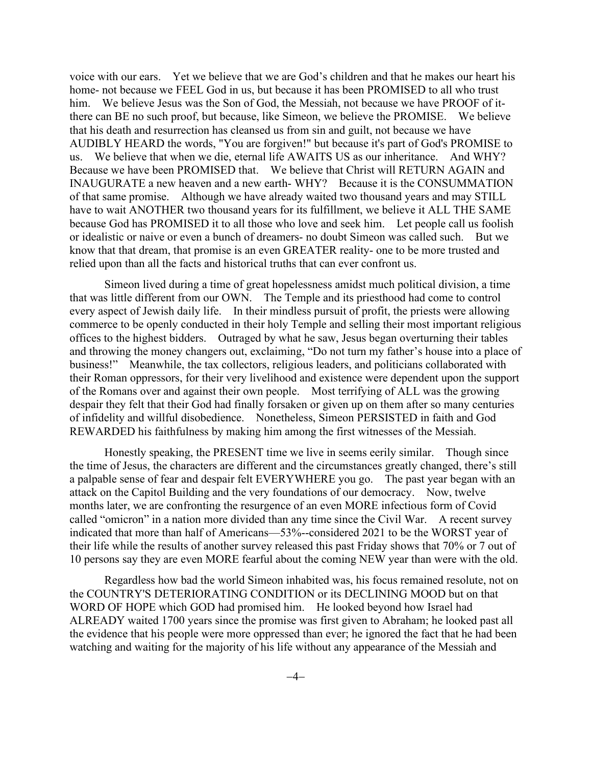voice with our ears. Yet we believe that we are God's children and that he makes our heart his home- not because we FEEL God in us, but because it has been PROMISED to all who trust him. We believe Jesus was the Son of God, the Messiah, not because we have PROOF of it- there can BE no such proof, but because, like Simeon, we believe the PROMISE. We believe that his death and resurrection has cleansed us from sin and guilt, not because we have AUDIBLY HEARD the words, "You are forgiven!" but because it's part of God's PROMISE to us. We believe that when we die, eternal life AWAITS US as our inheritance. And WHY? Because we have been PROMISED that. We believe that Christ will RETURN AGAIN and INAUGURATE a new heaven and a new earth- WHY? Because it is the CONSUMMATION of that same promise. Although we have already waited two thousand years and may STILL have to wait ANOTHER two thousand years for its fulfillment, we believe it ALL THE SAME because God has PROMISED it to all those who love and seek him. Let people call us foolish or idealistic or naive or even a bunch of dreamers- no doubt Simeon was called such. But we know that that dream, that promise is an even GREATER reality- one to be more trusted and relied upon than all the facts and historical truths that can ever confront us.

Simeon lived during a time of great hopelessness amidst much political division, a time that was little different from our OWN. The Temple and its priesthood had come to control every aspect of Jewish daily life. In their mindless pursuit of profit, the priests were allowing commerce to be openly conducted in their holy Temple and selling their most important religious offices to the highest bidders. Outraged by what he saw, Jesus began overturning their tables and throwing the money changers out, exclaiming, "Do not turn my father's house into a place of business!" Meanwhile, the tax collectors, religious leaders, and politicians collaborated with their Roman oppressors, for their very livelihood and existence were dependent upon the support of the Romans over and against their own people. Most terrifying of ALL was the growing despair they felt that their God had finally forsaken or given up on them after so many centuries of infidelity and willful disobedience. Nonetheless, Simeon PERSISTED in faith and God REWARDED his faithfulness by making him among the first witnesses of the Messiah.

Honestly speaking, the PRESENT time we live in seems eerily similar. Though since the time of Jesus, the characters are different and the circumstances greatly changed, there's still a palpable sense of fear and despair felt EVERYWHERE you go. The past year began with an attack on the Capitol Building and the very foundations of our democracy. Now, twelve months later, we are confronting the resurgence of an even MORE infectious form of Covid called "omicron" in a nation more divided than any time since the Civil War. A recent survey indicated that more than half of Americans—53%--considered 2021 to be the WORST year of their life while the results of another survey released this past Friday shows that 70% or 7 out of 10 persons say they are even MORE fearful about the coming NEW year than were with the old.

Regardless how bad the world Simeon inhabited was, his focus remained resolute, not on the COUNTRY'S DETERIORATING CONDITION or its DECLINING MOOD but on that WORD OF HOPE which GOD had promised him. He looked beyond how Israel had ALREADY waited 1700 years since the promise was first given to Abraham; he looked past all the evidence that his people were more oppressed than ever; he ignored the fact that he had been watching and waiting for the majority of his life without any appearance of the Messiah and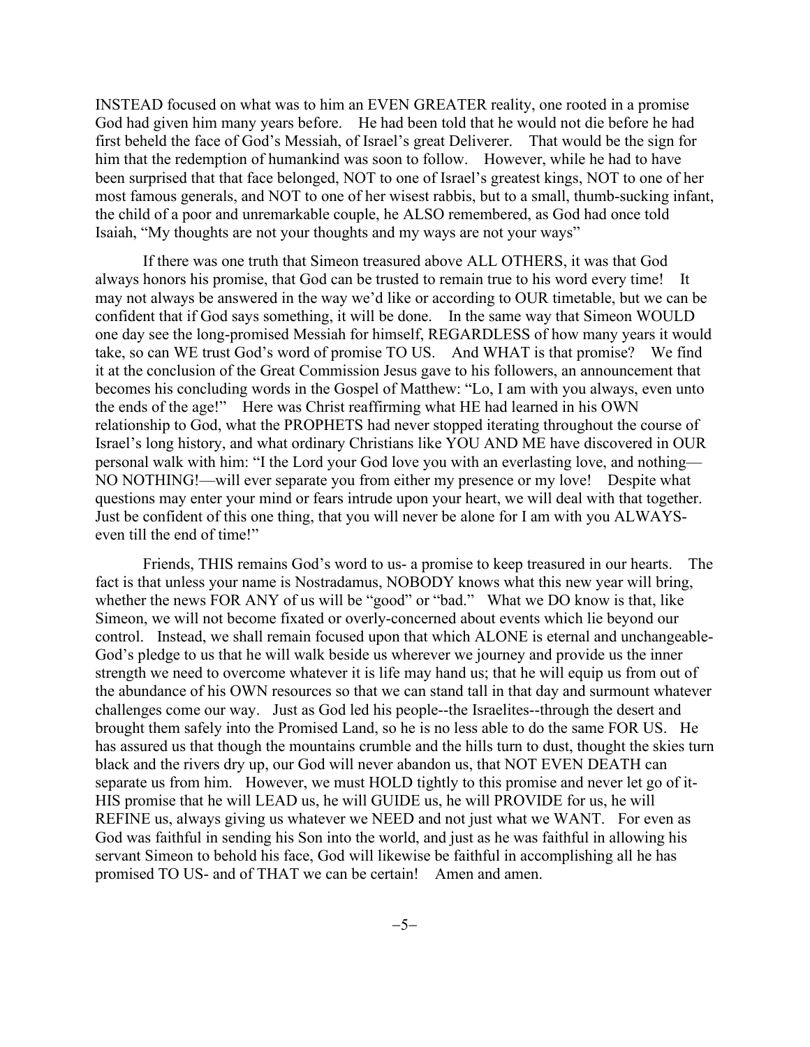INSTEAD focused on what was to him an EVEN GREATER reality, one rooted in a promise God had given him many years before. He had been told that he would not die before he had first beheld the face of God's Messiah, of Israel's great Deliverer. That would be the sign for him that the redemption of humankind was soon to follow. However, while he had to have been surprised that that face belonged, NOT to one of Israel's greatest kings, NOT to one of her most famous generals, and NOT to one of her wisest rabbis, but to a small, thumb-sucking infant, the child of a poor and unremarkable couple, he ALSO remembered, as God had once told Isaiah, "My thoughts are not your thoughts and my ways are not your ways"

If there was one truth that Simeon treasured above ALL OTHERS, it was that God always honors his promise, that God can be trusted to remain true to his word every time! It may not always be answered in the way we'd like or according to OUR timetable, but we can be confident that if God says something, it will be done. In the same way that Simeon WOULD one day see the long-promised Messiah for himself, REGARDLESS of how many years it would take, so can WE trust God's word of promise TO US. And WHAT is that promise? We find it at the conclusion of the Great Commission Jesus gave to his followers, an announcement that becomes his concluding words in the Gospel of Matthew: "Lo, I am with you always, even unto the ends of the age!" Here was Christ reaffirming what HE had learned in his OWN relationship to God, what the PROPHETS had never stopped iterating throughout the course of Israel's long history, and what ordinary Christians like YOU AND ME have discovered in OUR personal walk with him: "I the Lord your God love you with an everlasting love, and nothing—NO NOTHING!—will ever separate you from either my presence or my love! Despite what questions may enter your mind or fears intrude upon your heart, we will deal with that together. Just be confident of this one thing, that you will never be alone for I am with you ALWAYS- even till the end of time!"

Friends, THIS remains God's word to us- a promise to keep treasured in our hearts. The fact is that unless your name is Nostradamus, NOBODY knows what this new year will bring, whether the news FOR ANY of us will be "good" or "bad." What we DO know is that, like Simeon, we will not become fixated or overly-concerned about events which lie beyond our control. Instead, we shall remain focused upon that which ALONE is eternal and unchangeable- God's pledge to us that he will walk beside us wherever we journey and provide us the inner strength we need to overcome whatever it is life may hand us; that he will equip us from out of the abundance of his OWN resources so that we can stand tall in that day and surmount whatever challenges come our way. Just as God led his people--the Israelites--through the desert and brought them safely into the Promised Land, so he is no less able to do the same FOR US. He has assured us that though the mountains crumble and the hills turn to dust, thought the skies turn black and the rivers dry up, our God will never abandon us, that NOT EVEN DEATH can separate us from him. However, we must HOLD tightly to this promise and never let go of it- HIS promise that he will LEAD us, he will GUIDE us, he will PROVIDE for us, he will REFINE us, always giving us whatever we NEED and not just what we WANT. For even as God was faithful in sending his Son into the world, and just as he was faithful in allowing his servant Simeon to behold his face, God will likewise be faithful in accomplishing all he has promised TO US- and of THAT we can be certain! Amen and amen.